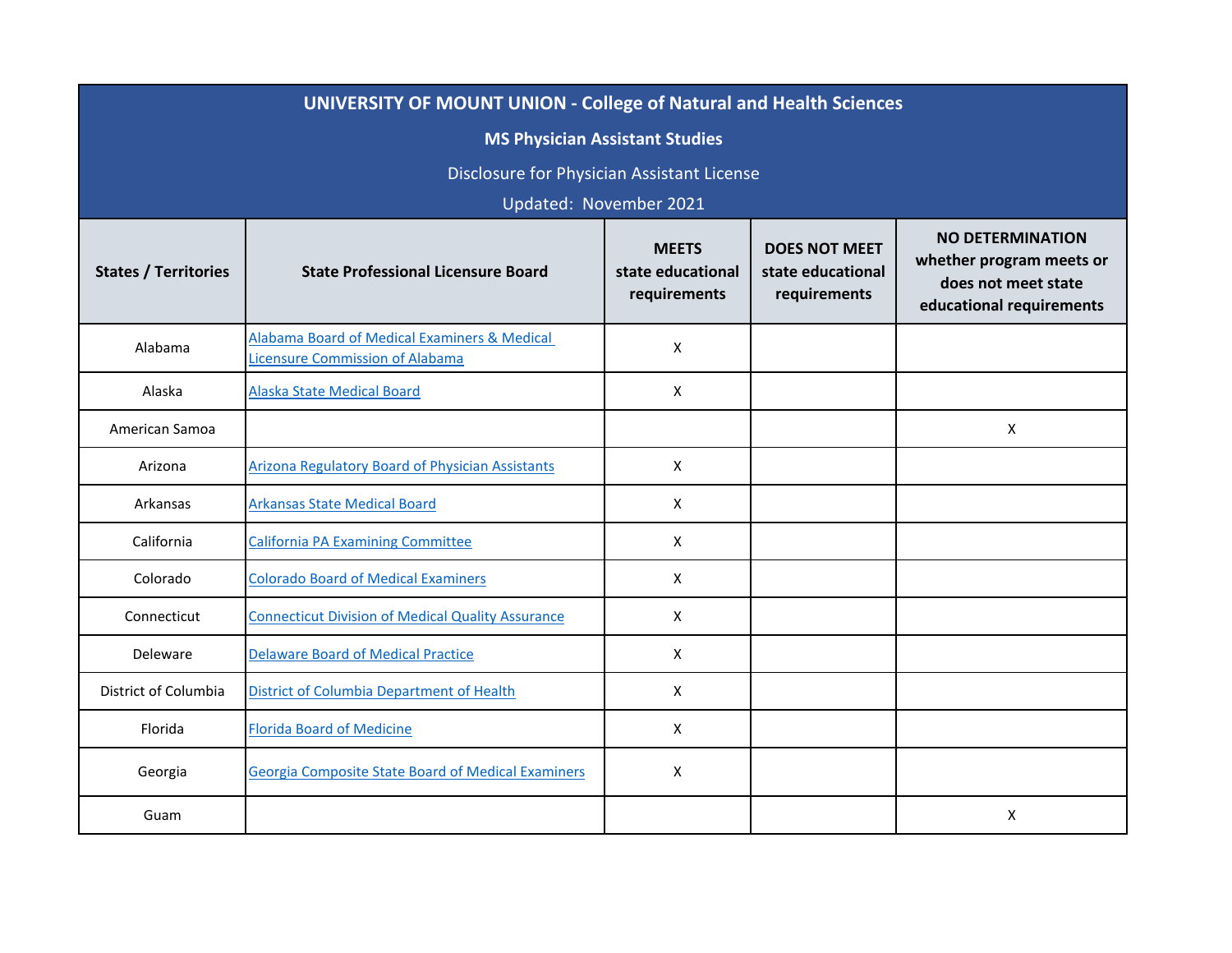# UNIVERSITY OF MOUNT UNION - College of Natural and Health Sciences

## MS Physician Assistant Studies

Disclosure for Physician Assistant License

Updated: November 2021

| States / Territories | State Professional Licensure Board | MEETS state educational requirements | DOES NOT MEET state educational requirements | NO DETERMINATION whether program meets or does not meet state educational requirements |
|---|---|---|---|---|
| Alabama | Alabama Board of Medical Examiners & Medical Licensure Commission of Alabama | X | | |
| Alaska | Alaska State Medical Board | X | | |
| American Samoa | | | | X |
| Arizona | Arizona Regulatory Board of Physician Assistants | X | | |
| Arkansas | Arkansas State Medical Board | X | | |
| California | California PA Examining Committee | X | | |
| Colorado | Colorado Board of Medical Examiners | X | | |
| Connecticut | Connecticut Division of Medical Quality Assurance | X | | |
| Deleware | Delaware Board of Medical Practice | X | | |
| District of Columbia | District of Columbia Department of Health | X | | |
| Florida | Florida Board of Medicine | X | | |
| Georgia | Georgia Composite State Board of Medical Examiners | X | | |
| Guam | | | | X |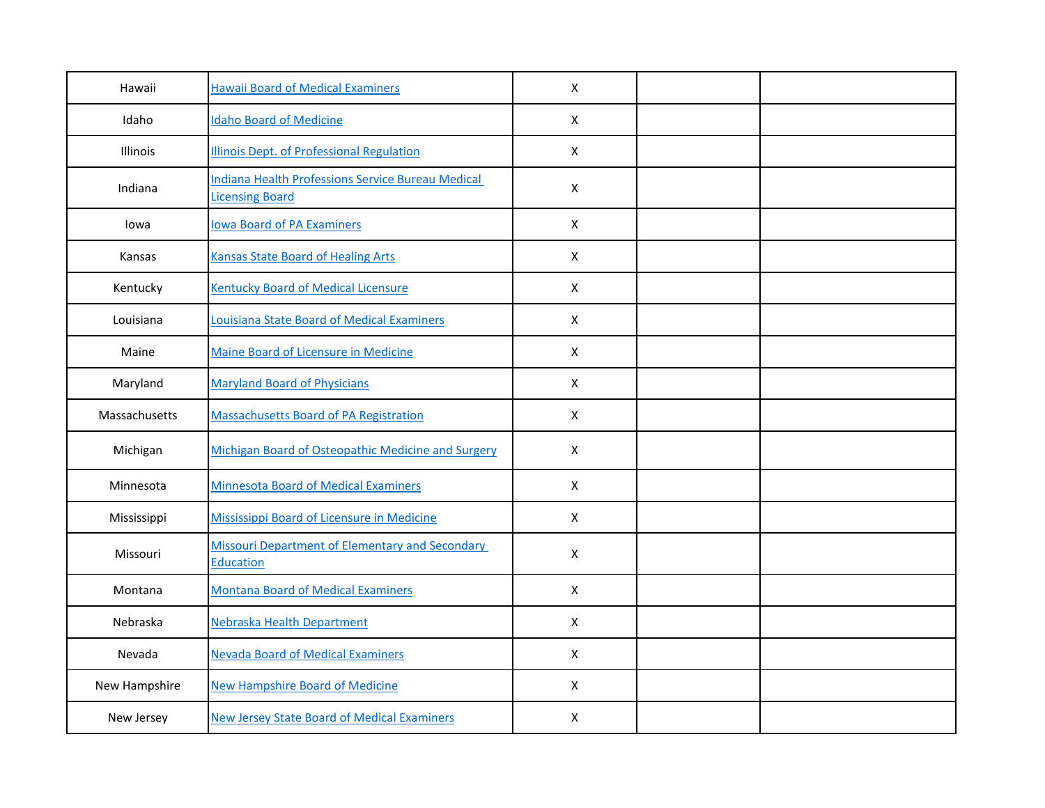| | | | | |
|---|---|---|---|---|
| Hawaii | Hawaii Board of Medical Examiners | X | | |
| Idaho | Idaho Board of Medicine | X | | |
| Illinois | Illinois Dept. of Professional Regulation | X | | |
| Indiana | Indiana Health Professions Service Bureau Medical Licensing Board | X | | |
| Iowa | Iowa Board of PA Examiners | X | | |
| Kansas | Kansas State Board of Healing Arts | X | | |
| Kentucky | Kentucky Board of Medical Licensure | X | | |
| Louisiana | Louisiana State Board of Medical Examiners | X | | |
| Maine | Maine Board of Licensure in Medicine | X | | |
| Maryland | Maryland Board of Physicians | X | | |
| Massachusetts | Massachusetts Board of PA Registration | X | | |
| Michigan | Michigan Board of Osteopathic Medicine and Surgery | X | | |
| Minnesota | Minnesota Board of Medical Examiners | X | | |
| Mississippi | Mississippi Board of Licensure in Medicine | X | | |
| Missouri | Missouri Department of Elementary and Secondary Education | X | | |
| Montana | Montana Board of Medical Examiners | X | | |
| Nebraska | Nebraska Health Department | X | | |
| Nevada | Nevada Board of Medical Examiners | X | | |
| New Hampshire | New Hampshire Board of Medicine | X | | |
| New Jersey | New Jersey State Board of Medical Examiners | X | | |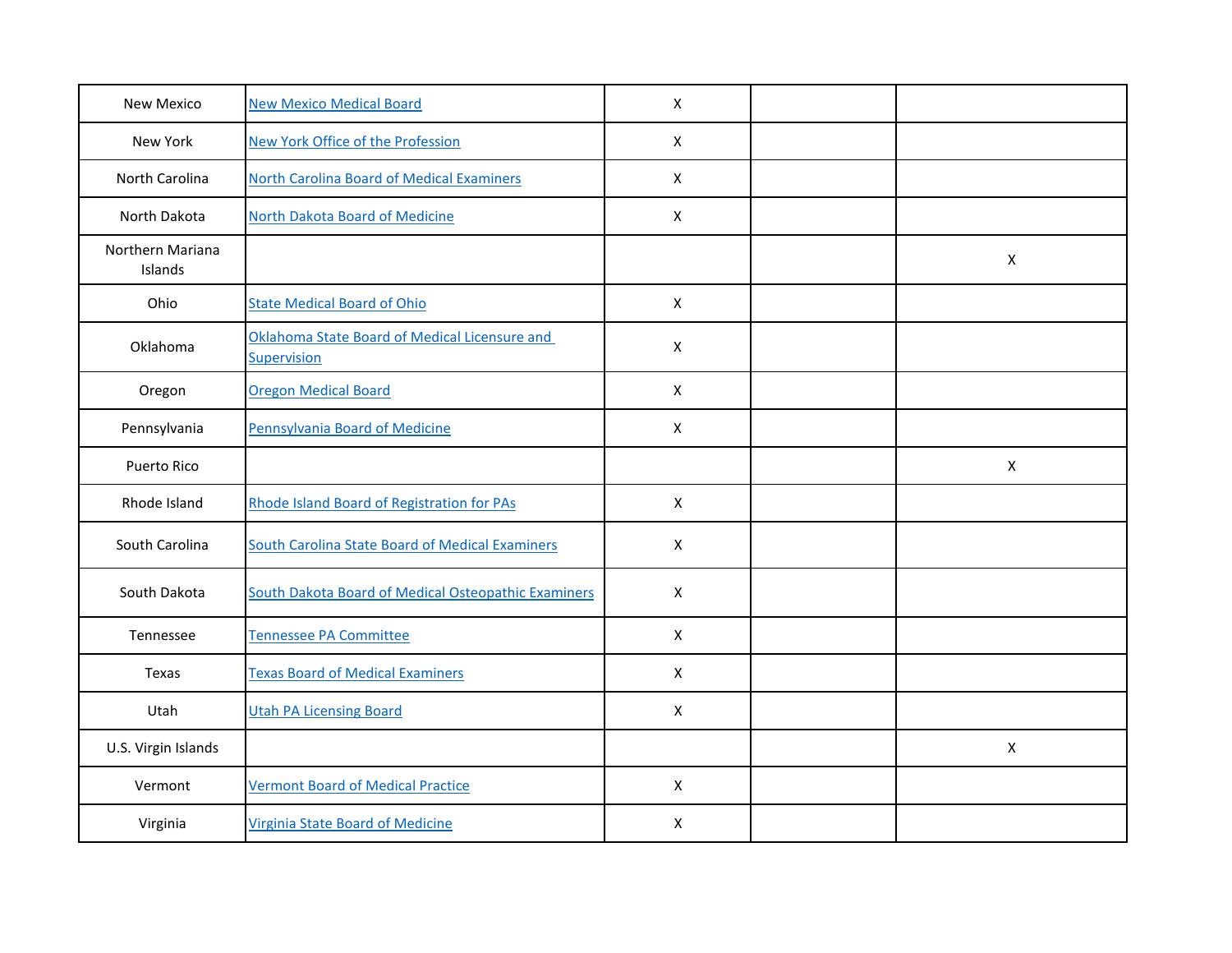| | | | | |
|---|---|---|---|---|
| New Mexico | New Mexico Medical Board | X | | |
| New York | New York Office of the Profession | X | | |
| North Carolina | North Carolina Board of Medical Examiners | X | | |
| North Dakota | North Dakota Board of Medicine | X | | |
| Northern Mariana Islands | | | | X |
| Ohio | State Medical Board of Ohio | X | | |
| Oklahoma | Oklahoma State Board of Medical Licensure and Supervision | X | | |
| Oregon | Oregon Medical Board | X | | |
| Pennsylvania | Pennsylvania Board of Medicine | X | | |
| Puerto Rico | | | | X |
| Rhode Island | Rhode Island Board of Registration for PAs | X | | |
| South Carolina | South Carolina State Board of Medical Examiners | X | | |
| South Dakota | South Dakota Board of Medical Osteopathic Examiners | X | | |
| Tennessee | Tennessee PA Committee | X | | |
| Texas | Texas Board of Medical Examiners | X | | |
| Utah | Utah PA Licensing Board | X | | |
| U.S. Virgin Islands | | | | X |
| Vermont | Vermont Board of Medical Practice | X | | |
| Virginia | Virginia State Board of Medicine | X | | |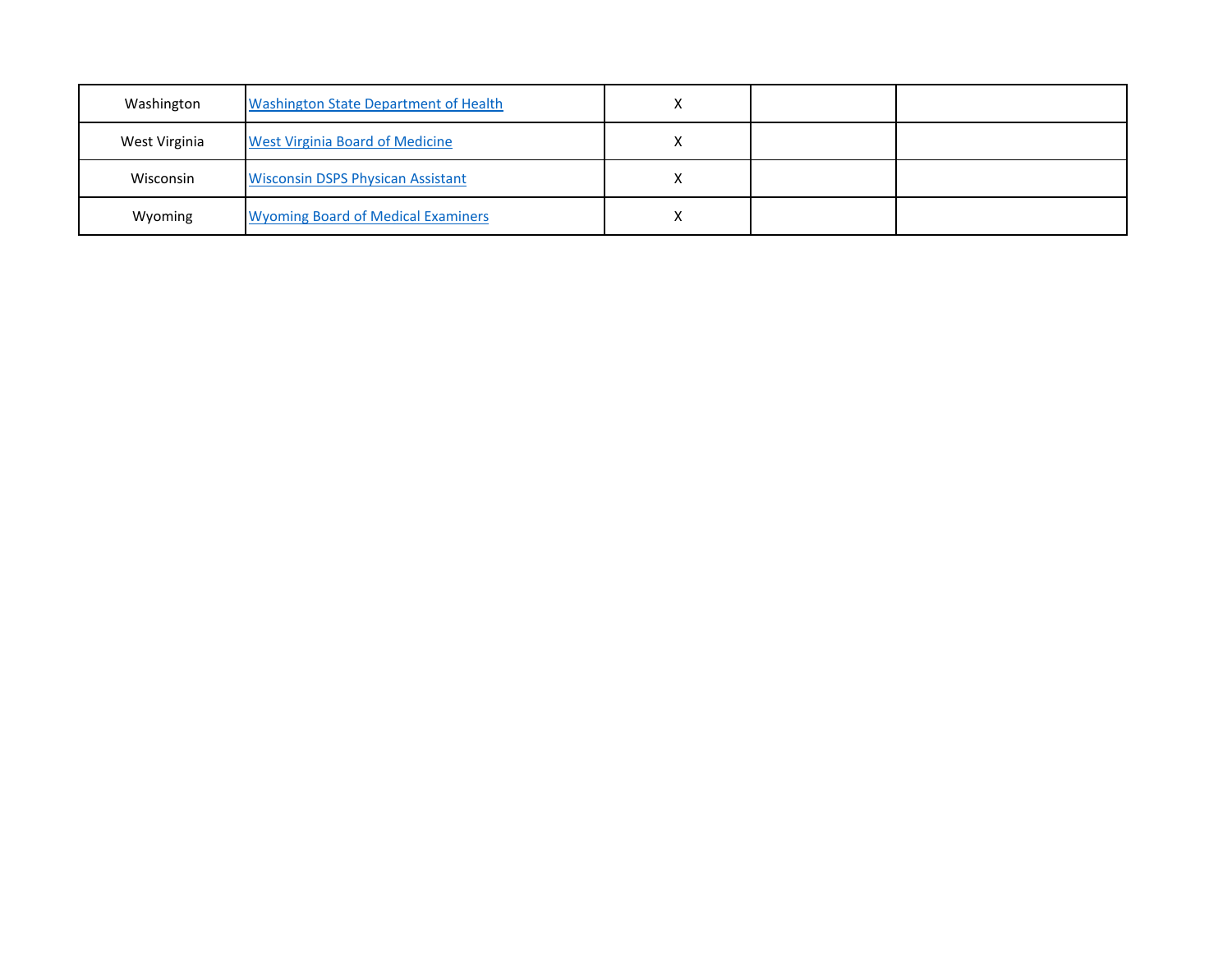| | | | | |
|---|---|---|---|---|
| Washington | Washington State Department of Health | X | | |
| West Virginia | West Virginia Board of Medicine | X | | |
| Wisconsin | Wisconsin DSPS Physican Assistant | X | | |
| Wyoming | Wyoming Board of Medical Examiners | X | | |